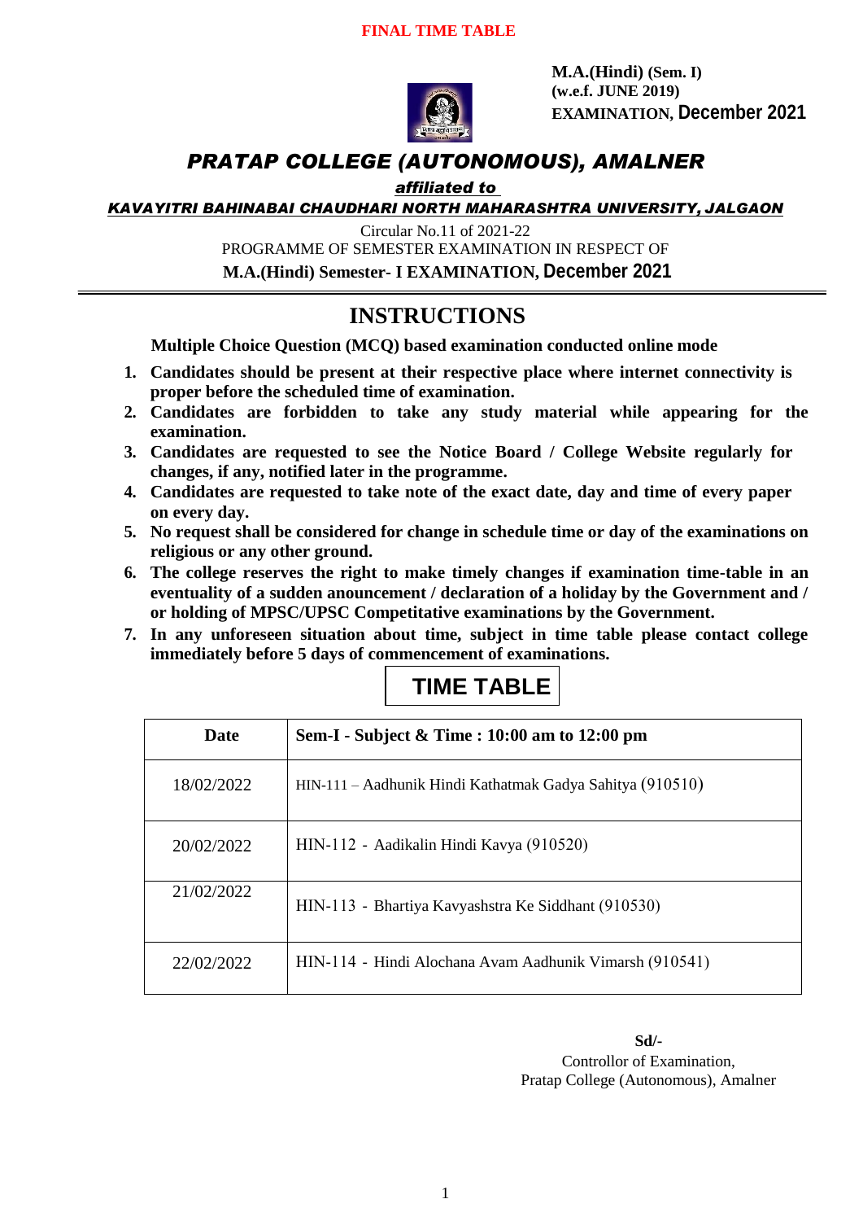**FINAL TIME TABLE**

**M.A.(Hindi) (Sem. I)**
**(w.e.f. JUNE 2019)**
**EXAMINATION, December 2021**

# *PRATAP COLLEGE (AUTONOMOUS), AMALNER*

***affiliated to***

***KAVAYITRI BAHINABAI CHAUDHARI NORTH MAHARASHTRA UNIVERSITY, JALGAON***

Circular No.11 of 2021-22

PROGRAMME OF SEMESTER EXAMINATION IN RESPECT OF

**M.A.(Hindi) Semester- I EXAMINATION, December 2021**

## INSTRUCTIONS

**Multiple Choice Question (MCQ) based examination conducted online mode**

1. **Candidates should be present at their respective place where internet connectivity is proper before the scheduled time of examination.**
2. **Candidates are forbidden to take any study material while appearing for the examination.**
3. **Candidates are requested to see the Notice Board / College Website regularly for changes, if any, notified later in the programme.**
4. **Candidates are requested to take note of the exact date, day and time of every paper on every day.**
5. **No request shall be considered for change in schedule time or day of the examinations on religious or any other ground.**
6. **The college reserves the right to make timely changes if examination time-table in an eventuality of a sudden anouncement / declaration of a holiday by the Government and / or holding of MPSC/UPSC Competitative examinations by the Government.**
7. **In any unforeseen situation about time, subject in time table please contact college immediately before 5 days of commencement of examinations.**

## TIME TABLE

| Date | Sem-I - Subject & Time : 10:00 am to 12:00 pm |
|---|---|
| 18/02/2022 | HIN-111 – Aadhunik Hindi Kathatmak Gadya Sahitya (910510) |
| 20/02/2022 | HIN-112 - Aadikalin Hindi Kavya (910520) |
| 21/02/2022 | HIN-113 - Bhartiya Kavyashstra Ke Siddhant (910530) |
| 22/02/2022 | HIN-114 - Hindi Alochana Avam Aadhunik Vimarsh (910541) |

**Sd/-**
Controllor of Examination,
Pratap College (Autonomous), Amalner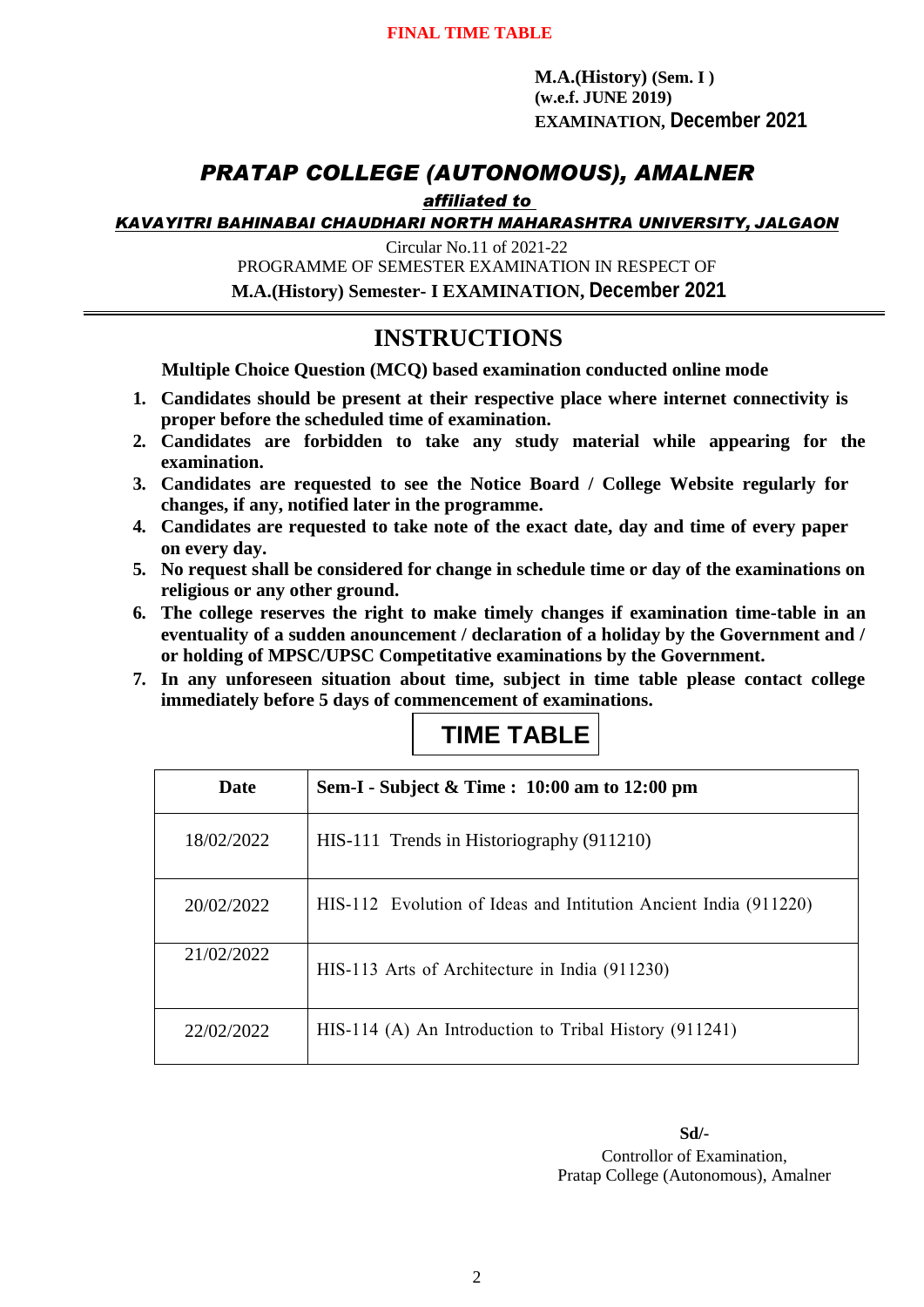**FINAL TIME TABLE**

**M.A.(History) (Sem. I )**
**(w.e.f. JUNE 2019)**
**EXAMINATION, December 2021**

# *PRATAP COLLEGE (AUTONOMOUS), AMALNER*

***affiliated to***

***KAVAYITRI BAHINABAI CHAUDHARI NORTH MAHARASHTRA UNIVERSITY, JALGAON***

Circular No.11 of 2021-22

PROGRAMME OF SEMESTER EXAMINATION IN RESPECT OF

**M.A.(History) Semester- I EXAMINATION, December 2021**

## INSTRUCTIONS

**Multiple Choice Question (MCQ) based examination conducted online mode**

1. **Candidates should be present at their respective place where internet connectivity is proper before the scheduled time of examination.**
2. **Candidates are forbidden to take any study material while appearing for the examination.**
3. **Candidates are requested to see the Notice Board / College Website regularly for changes, if any, notified later in the programme.**
4. **Candidates are requested to take note of the exact date, day and time of every paper on every day.**
5. **No request shall be considered for change in schedule time or day of the examinations on religious or any other ground.**
6. **The college reserves the right to make timely changes if examination time-table in an eventuality of a sudden anouncement / declaration of a holiday by the Government and / or holding of MPSC/UPSC Competitative examinations by the Government.**
7. **In any unforeseen situation about time, subject in time table please contact college immediately before 5 days of commencement of examinations.**

## TIME TABLE

| Date | Sem-I - Subject & Time : 10:00 am to 12:00 pm |
|---|---|
| 18/02/2022 | HIS-111 Trends in Historiography (911210) |
| 20/02/2022 | HIS-112 Evolution of Ideas and Intitution Ancient India (911220) |
| 21/02/2022 | HIS-113 Arts of Architecture in India (911230) |
| 22/02/2022 | HIS-114 (A) An Introduction to Tribal History (911241) |

**Sd/-**
Controllor of Examination,
Pratap College (Autonomous), Amalner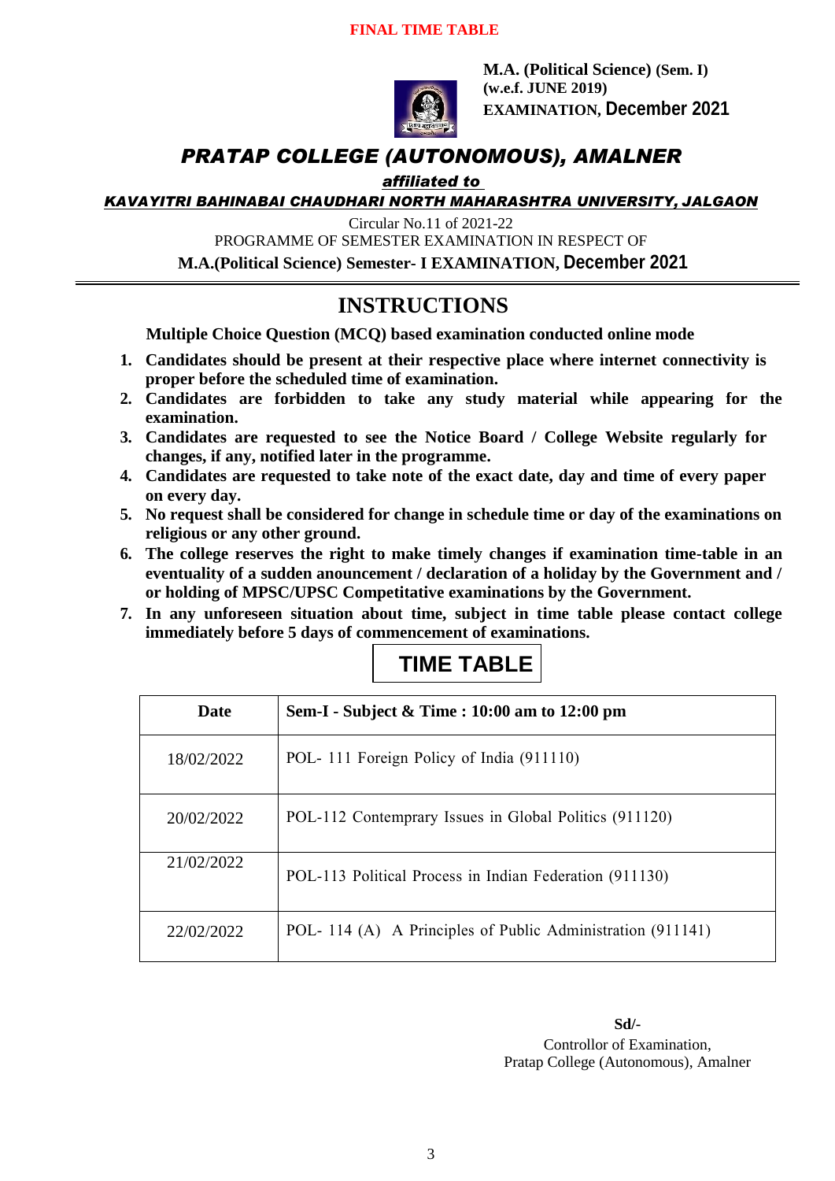**FINAL TIME TABLE**

**M.A. (Political Science) (Sem. I)**
**(w.e.f. JUNE 2019)**
**EXAMINATION, December 2021**

# *PRATAP COLLEGE (AUTONOMOUS), AMALNER*

***affiliated to***

***KAVAYITRI BAHINABAI CHAUDHARI NORTH MAHARASHTRA UNIVERSITY, JALGAON***

Circular No.11 of 2021-22

PROGRAMME OF SEMESTER EXAMINATION IN RESPECT OF

**M.A.(Political Science) Semester- I EXAMINATION, December 2021**

## INSTRUCTIONS

**Multiple Choice Question (MCQ) based examination conducted online mode**

1. **Candidates should be present at their respective place where internet connectivity is proper before the scheduled time of examination.**
2. **Candidates are forbidden to take any study material while appearing for the examination.**
3. **Candidates are requested to see the Notice Board / College Website regularly for changes, if any, notified later in the programme.**
4. **Candidates are requested to take note of the exact date, day and time of every paper on every day.**
5. **No request shall be considered for change in schedule time or day of the examinations on religious or any other ground.**
6. **The college reserves the right to make timely changes if examination time-table in an eventuality of a sudden anouncement / declaration of a holiday by the Government and / or holding of MPSC/UPSC Competitative examinations by the Government.**
7. **In any unforeseen situation about time, subject in time table please contact college immediately before 5 days of commencement of examinations.**

## TIME TABLE

| Date | Sem-I - Subject & Time : 10:00 am to 12:00 pm |
|---|---|
| 18/02/2022 | POL- 111 Foreign Policy of India (911110) |
| 20/02/2022 | POL-112 Contemprary Issues in Global Politics (911120) |
| 21/02/2022 | POL-113 Political Process in Indian Federation (911130) |
| 22/02/2022 | POL- 114 (A) A Principles of Public Administration (911141) |

**Sd/-**
Controllor of Examination,
Pratap College (Autonomous), Amalner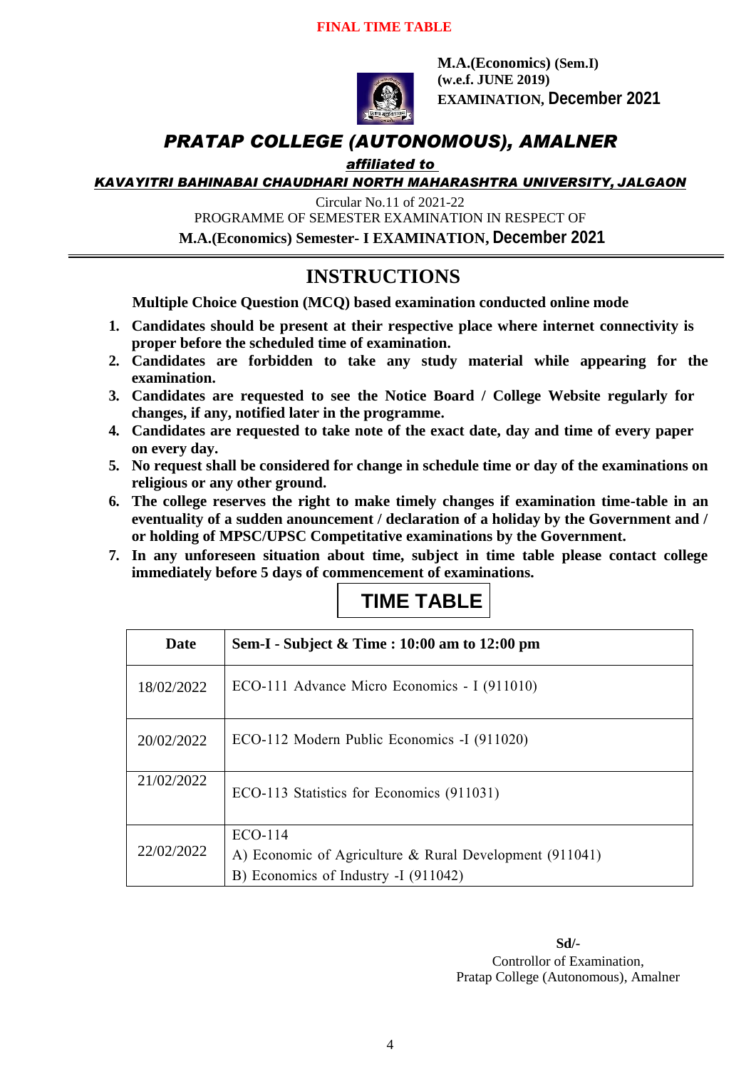**FINAL TIME TABLE**

**M.A.(Economics) (Sem.I)**
**(w.e.f. JUNE 2019)**
**EXAMINATION, December 2021**

# *PRATAP COLLEGE (AUTONOMOUS), AMALNER*

***affiliated to***

***KAVAYITRI BAHINABAI CHAUDHARI NORTH MAHARASHTRA UNIVERSITY, JALGAON***

Circular No.11 of 2021-22

PROGRAMME OF SEMESTER EXAMINATION IN RESPECT OF

**M.A.(Economics) Semester- I EXAMINATION, December 2021**

## INSTRUCTIONS

**Multiple Choice Question (MCQ) based examination conducted online mode**

1. **Candidates should be present at their respective place where internet connectivity is proper before the scheduled time of examination.**
2. **Candidates are forbidden to take any study material while appearing for the examination.**
3. **Candidates are requested to see the Notice Board / College Website regularly for changes, if any, notified later in the programme.**
4. **Candidates are requested to take note of the exact date, day and time of every paper on every day.**
5. **No request shall be considered for change in schedule time or day of the examinations on religious or any other ground.**
6. **The college reserves the right to make timely changes if examination time-table in an eventuality of a sudden anouncement / declaration of a holiday by the Government and / or holding of MPSC/UPSC Competitative examinations by the Government.**
7. **In any unforeseen situation about time, subject in time table please contact college immediately before 5 days of commencement of examinations.**

## TIME TABLE

| Date | Sem-I - Subject & Time : 10:00 am to 12:00 pm |
|---|---|
| 18/02/2022 | ECO-111 Advance Micro Economics - I (911010) |
| 20/02/2022 | ECO-112 Modern Public Economics -I (911020) |
| 21/02/2022 | ECO-113 Statistics for Economics (911031) |
| 22/02/2022 | ECO-114<br>A) Economic of Agriculture & Rural Development (911041)<br>B) Economics of Industry -I (911042) |

**Sd/-**
Controllor of Examination,
Pratap College (Autonomous), Amalner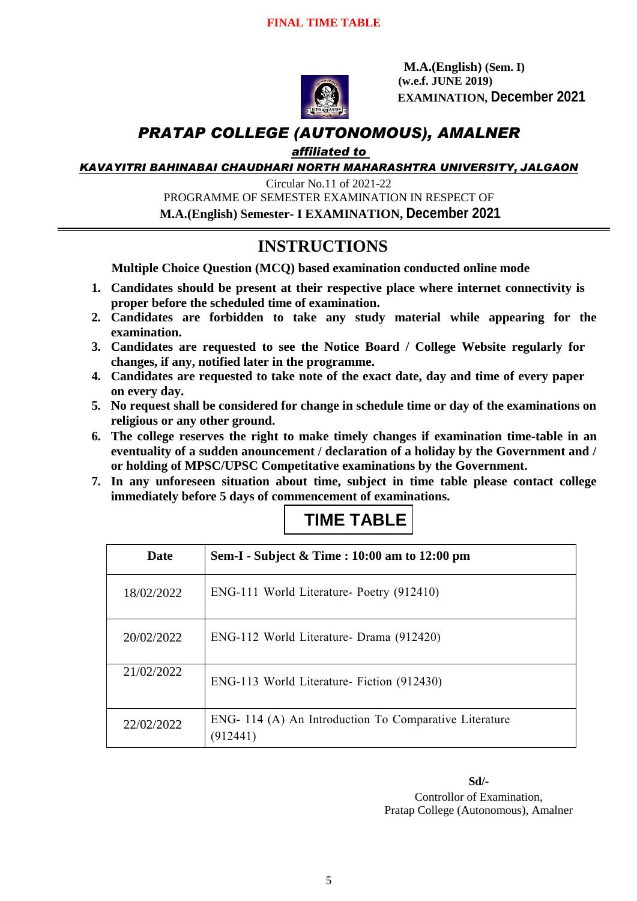**FINAL TIME TABLE**

**M.A.(English) (Sem. I)**
**(w.e.f. JUNE 2019)**
**EXAMINATION, December 2021**

# *PRATAP COLLEGE (AUTONOMOUS), AMALNER*

***affiliated to***

***KAVAYITRI BAHINABAI CHAUDHARI NORTH MAHARASHTRA UNIVERSITY, JALGAON***

Circular No.11 of 2021-22

PROGRAMME OF SEMESTER EXAMINATION IN RESPECT OF

**M.A.(English) Semester- I EXAMINATION, December 2021**

## INSTRUCTIONS

**Multiple Choice Question (MCQ) based examination conducted online mode**

1. **Candidates should be present at their respective place where internet connectivity is proper before the scheduled time of examination.**
2. **Candidates are forbidden to take any study material while appearing for the examination.**
3. **Candidates are requested to see the Notice Board / College Website regularly for changes, if any, notified later in the programme.**
4. **Candidates are requested to take note of the exact date, day and time of every paper on every day.**
5. **No request shall be considered for change in schedule time or day of the examinations on religious or any other ground.**
6. **The college reserves the right to make timely changes if examination time-table in an eventuality of a sudden anouncement / declaration of a holiday by the Government and / or holding of MPSC/UPSC Competitative examinations by the Government.**
7. **In any unforeseen situation about time, subject in time table please contact college immediately before 5 days of commencement of examinations.**

## TIME TABLE

| Date | Sem-I - Subject & Time : 10:00 am to 12:00 pm |
|---|---|
| 18/02/2022 | ENG-111 World Literature- Poetry (912410) |
| 20/02/2022 | ENG-112 World Literature- Drama (912420) |
| 21/02/2022 | ENG-113 World Literature- Fiction (912430) |
| 22/02/2022 | ENG- 114 (A) An Introduction To Comparative Literature (912441) |

**Sd/-**

Controllor of Examination,
Pratap College (Autonomous), Amalner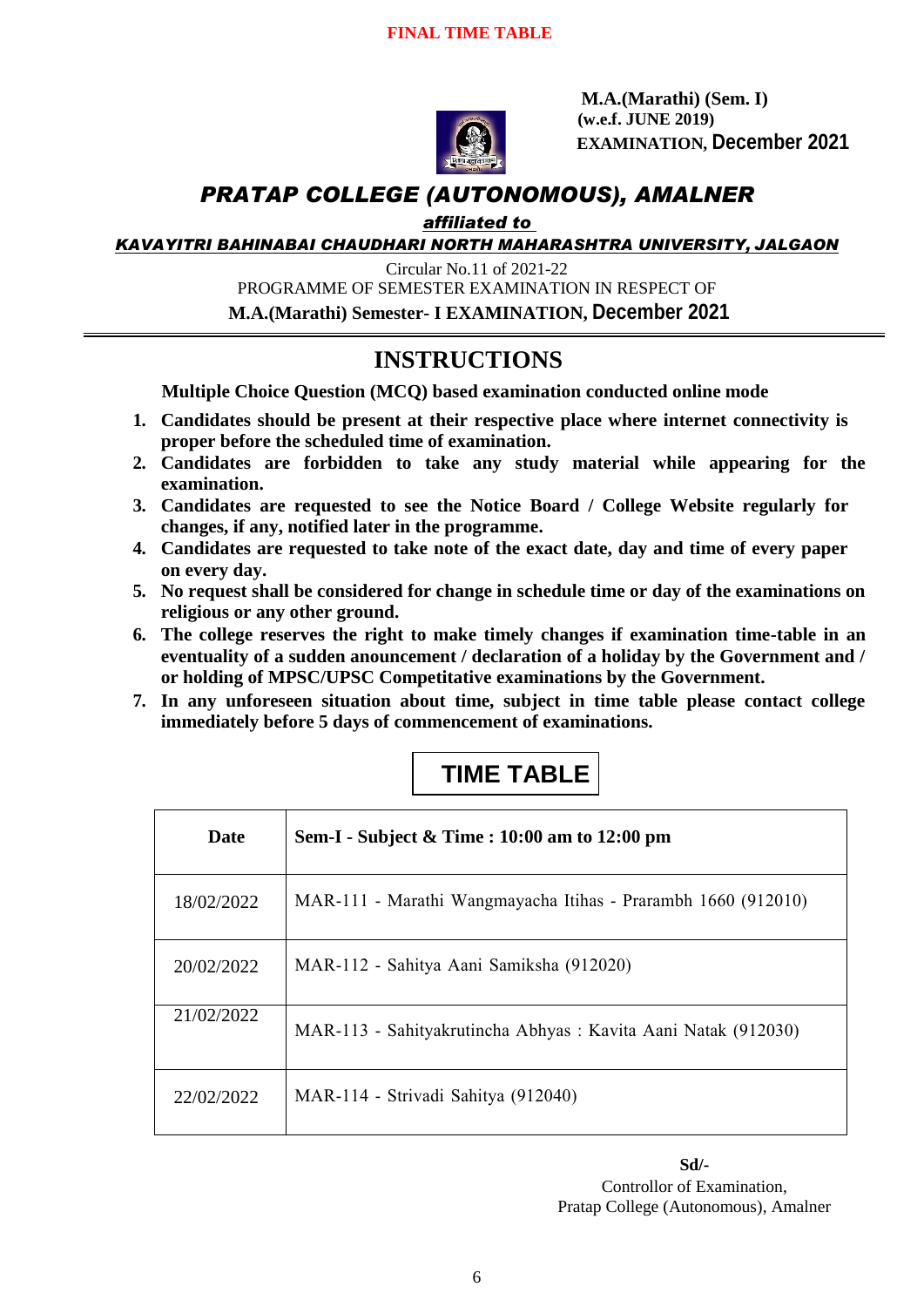**FINAL TIME TABLE**

**M.A.(Marathi) (Sem. I)**
**(w.e.f. JUNE 2019)**
**EXAMINATION, December 2021**

# *PRATAP COLLEGE (AUTONOMOUS), AMALNER*

***affiliated to***

***KAVAYITRI BAHINABAI CHAUDHARI NORTH MAHARASHTRA UNIVERSITY, JALGAON***

Circular No.11 of 2021-22

PROGRAMME OF SEMESTER EXAMINATION IN RESPECT OF

**M.A.(Marathi) Semester- I EXAMINATION, December 2021**

## INSTRUCTIONS

**Multiple Choice Question (MCQ) based examination conducted online mode**

1. **Candidates should be present at their respective place where internet connectivity is proper before the scheduled time of examination.**
2. **Candidates are forbidden to take any study material while appearing for the examination.**
3. **Candidates are requested to see the Notice Board / College Website regularly for changes, if any, notified later in the programme.**
4. **Candidates are requested to take note of the exact date, day and time of every paper on every day.**
5. **No request shall be considered for change in schedule time or day of the examinations on religious or any other ground.**
6. **The college reserves the right to make timely changes if examination time-table in an eventuality of a sudden anouncement / declaration of a holiday by the Government and / or holding of MPSC/UPSC Competitative examinations by the Government.**
7. **In any unforeseen situation about time, subject in time table please contact college immediately before 5 days of commencement of examinations.**

## TIME TABLE

| Date | Sem-I - Subject & Time : 10:00 am to 12:00 pm |
|---|---|
| 18/02/2022 | MAR-111 - Marathi Wangmayacha Itihas - Prarambh 1660 (912010) |
| 20/02/2022 | MAR-112 - Sahitya Aani Samiksha (912020) |
| 21/02/2022 | MAR-113 - Sahityakrutincha Abhyas : Kavita Aani Natak (912030) |
| 22/02/2022 | MAR-114 - Strivadi Sahitya (912040) |

**Sd/-**

Controllor of Examination,
Pratap College (Autonomous), Amalner